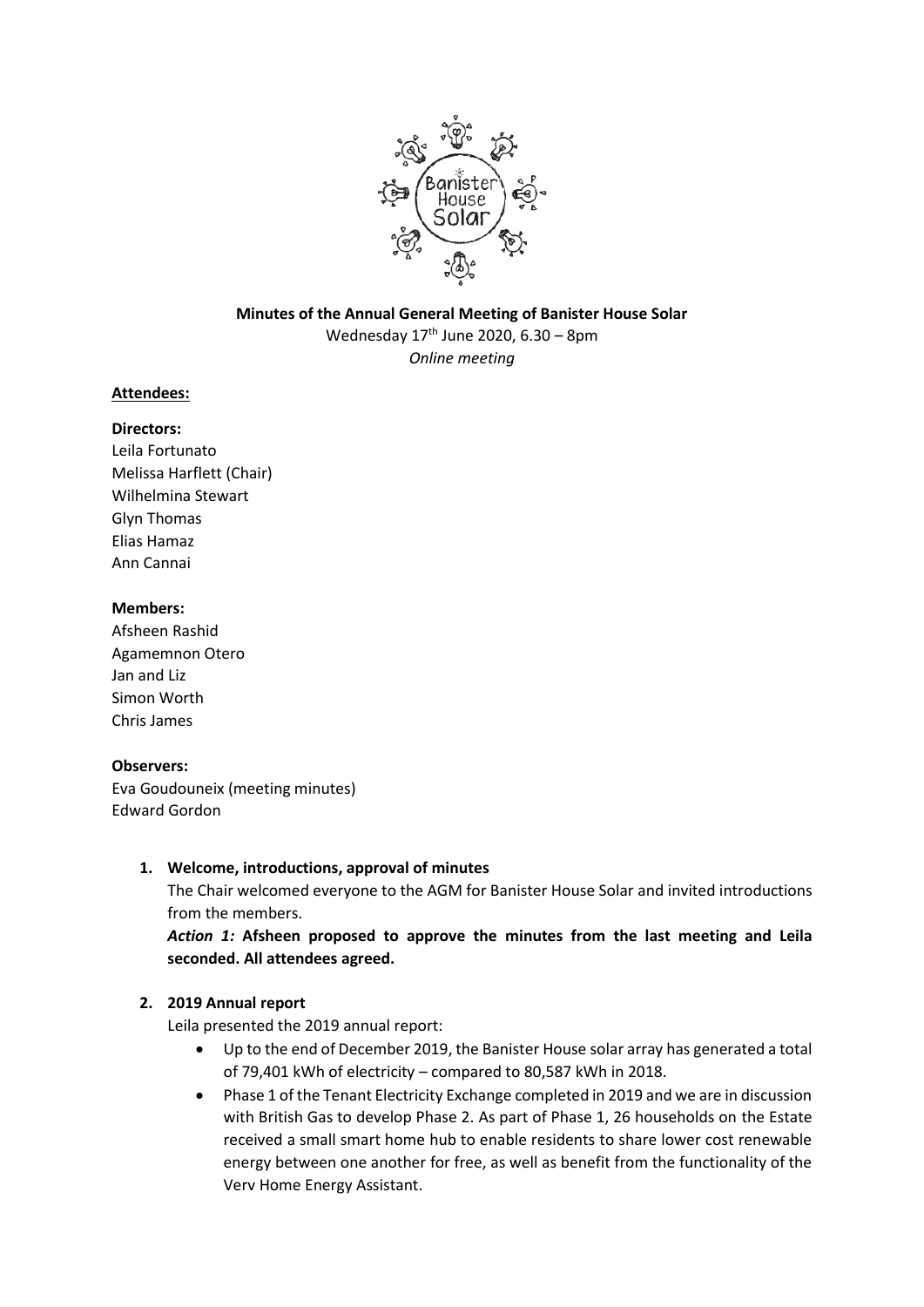**Minutes of the Annual General Meeting of Banister House Solar**

Wednesday 17th June 2020, 6.30 – 8pm

*Online meeting*

**Attendees:**

**Directors:**

Leila Fortunato
Melissa Harflett (Chair)
Wilhelmina Stewart
Glyn Thomas
Elias Hamaz
Ann Cannai

**Members:**

Afsheen Rashid
Agamemnon Otero
Jan and Liz
Simon Worth
Chris James

**Observers:**

Eva Goudouneix (meeting minutes)
Edward Gordon

1. **Welcome, introductions, approval of minutes**

   The Chair welcomed everyone to the AGM for Banister House Solar and invited introductions from the members.

   ***Action 1:*** **Afsheen proposed to approve the minutes from the last meeting and Leila seconded. All attendees agreed.**

2. **2019 Annual report**

   Leila presented the 2019 annual report:

   - Up to the end of December 2019, the Banister House solar array has generated a total of 79,401 kWh of electricity – compared to 80,587 kWh in 2018.
   - Phase 1 of the Tenant Electricity Exchange completed in 2019 and we are in discussion with British Gas to develop Phase 2. As part of Phase 1, 26 households on the Estate received a small smart home hub to enable residents to share lower cost renewable energy between one another for free, as well as benefit from the functionality of the Verv Home Energy Assistant.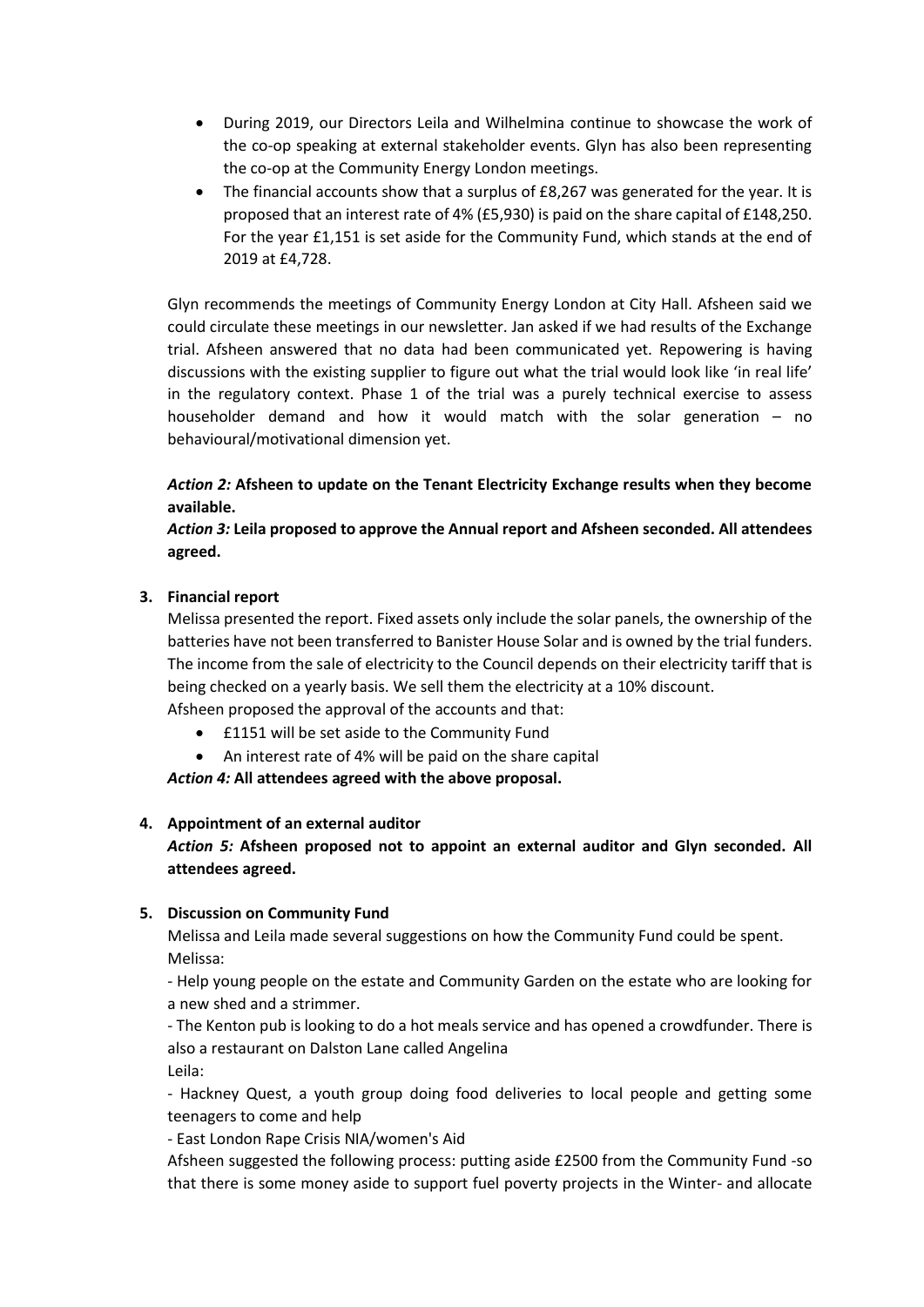- During 2019, our Directors Leila and Wilhelmina continue to showcase the work of the co-op speaking at external stakeholder events. Glyn has also been representing the co-op at the Community Energy London meetings.
- The financial accounts show that a surplus of £8,267 was generated for the year. It is proposed that an interest rate of 4% (£5,930) is paid on the share capital of £148,250. For the year £1,151 is set aside for the Community Fund, which stands at the end of 2019 at £4,728.

Glyn recommends the meetings of Community Energy London at City Hall. Afsheen said we could circulate these meetings in our newsletter. Jan asked if we had results of the Exchange trial. Afsheen answered that no data had been communicated yet. Repowering is having discussions with the existing supplier to figure out what the trial would look like 'in real life' in the regulatory context. Phase 1 of the trial was a purely technical exercise to assess householder demand and how it would match with the solar generation – no behavioural/motivational dimension yet.

***Action 2:*** **Afsheen to update on the Tenant Electricity Exchange results when they become available.**

***Action 3:*** **Leila proposed to approve the Annual report and Afsheen seconded. All attendees agreed.**

**3. Financial report**

Melissa presented the report. Fixed assets only include the solar panels, the ownership of the batteries have not been transferred to Banister House Solar and is owned by the trial funders. The income from the sale of electricity to the Council depends on their electricity tariff that is being checked on a yearly basis. We sell them the electricity at a 10% discount.

Afsheen proposed the approval of the accounts and that:

- £1151 will be set aside to the Community Fund
- An interest rate of 4% will be paid on the share capital

***Action 4:*** **All attendees agreed with the above proposal.**

**4. Appointment of an external auditor**

***Action 5:*** **Afsheen proposed not to appoint an external auditor and Glyn seconded. All attendees agreed.**

**5. Discussion on Community Fund**

Melissa and Leila made several suggestions on how the Community Fund could be spent.

Melissa:

- Help young people on the estate and Community Garden on the estate who are looking for a new shed and a strimmer.

- The Kenton pub is looking to do a hot meals service and has opened a crowdfunder. There is also a restaurant on Dalston Lane called Angelina

Leila:

- Hackney Quest, a youth group doing food deliveries to local people and getting some teenagers to come and help

- East London Rape Crisis NIA/women's Aid

Afsheen suggested the following process: putting aside £2500 from the Community Fund -so that there is some money aside to support fuel poverty projects in the Winter- and allocate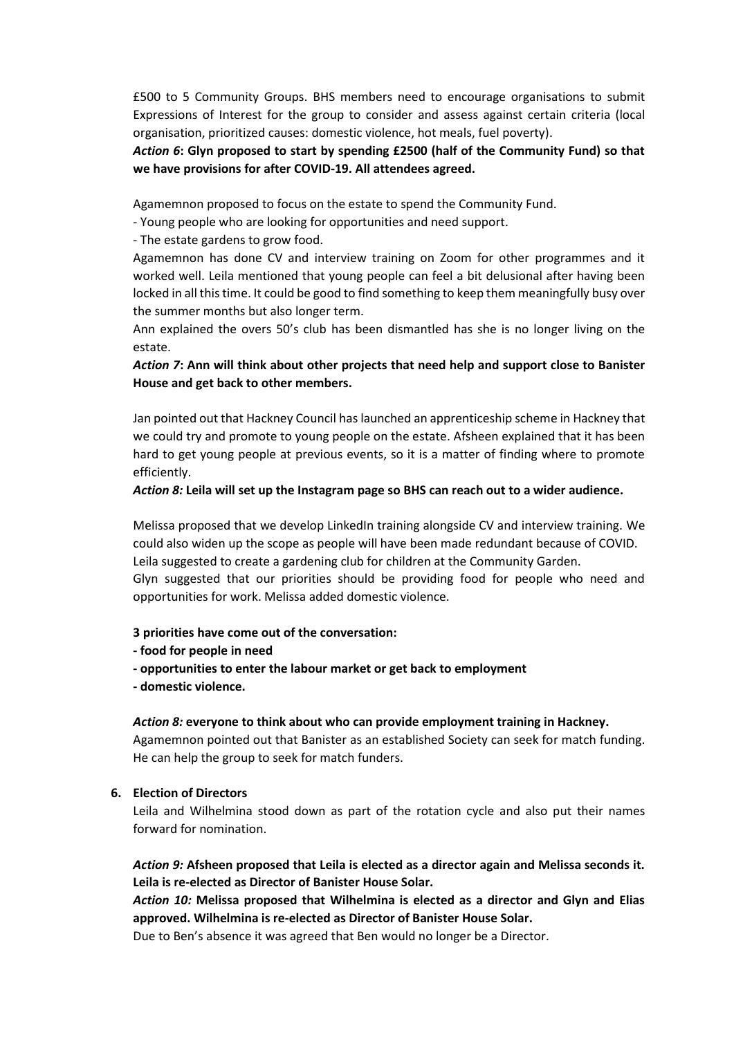£500 to 5 Community Groups. BHS members need to encourage organisations to submit Expressions of Interest for the group to consider and assess against certain criteria (local organisation, prioritized causes: domestic violence, hot meals, fuel poverty).

***Action 6*: Glyn proposed to start by spending £2500 (half of the Community Fund) so that we have provisions for after COVID-19. All attendees agreed.**

Agamemnon proposed to focus on the estate to spend the Community Fund.

- Young people who are looking for opportunities and need support.
- The estate gardens to grow food.

Agamemnon has done CV and interview training on Zoom for other programmes and it worked well. Leila mentioned that young people can feel a bit delusional after having been locked in all this time. It could be good to find something to keep them meaningfully busy over the summer months but also longer term.

Ann explained the overs 50's club has been dismantled has she is no longer living on the estate.

***Action 7*: Ann will think about other projects that need help and support close to Banister House and get back to other members.**

Jan pointed out that Hackney Council has launched an apprenticeship scheme in Hackney that we could try and promote to young people on the estate. Afsheen explained that it has been hard to get young people at previous events, so it is a matter of finding where to promote efficiently.

***Action 8:* Leila will set up the Instagram page so BHS can reach out to a wider audience.**

Melissa proposed that we develop LinkedIn training alongside CV and interview training. We could also widen up the scope as people will have been made redundant because of COVID.
Leila suggested to create a gardening club for children at the Community Garden.
Glyn suggested that our priorities should be providing food for people who need and opportunities for work. Melissa added domestic violence.

**3 priorities have come out of the conversation:**

- **food for people in need**
- **opportunities to enter the labour market or get back to employment**
- **domestic violence.**

***Action 8:* everyone to think about who can provide employment training in Hackney.**
Agamemnon pointed out that Banister as an established Society can seek for match funding. He can help the group to seek for match funders.

6. **Election of Directors**

Leila and Wilhelmina stood down as part of the rotation cycle and also put their names forward for nomination.

***Action 9:* Afsheen proposed that Leila is elected as a director again and Melissa seconds it. Leila is re-elected as Director of Banister House Solar.**

***Action 10:* Melissa proposed that Wilhelmina is elected as a director and Glyn and Elias approved. Wilhelmina is re-elected as Director of Banister House Solar.**

Due to Ben's absence it was agreed that Ben would no longer be a Director.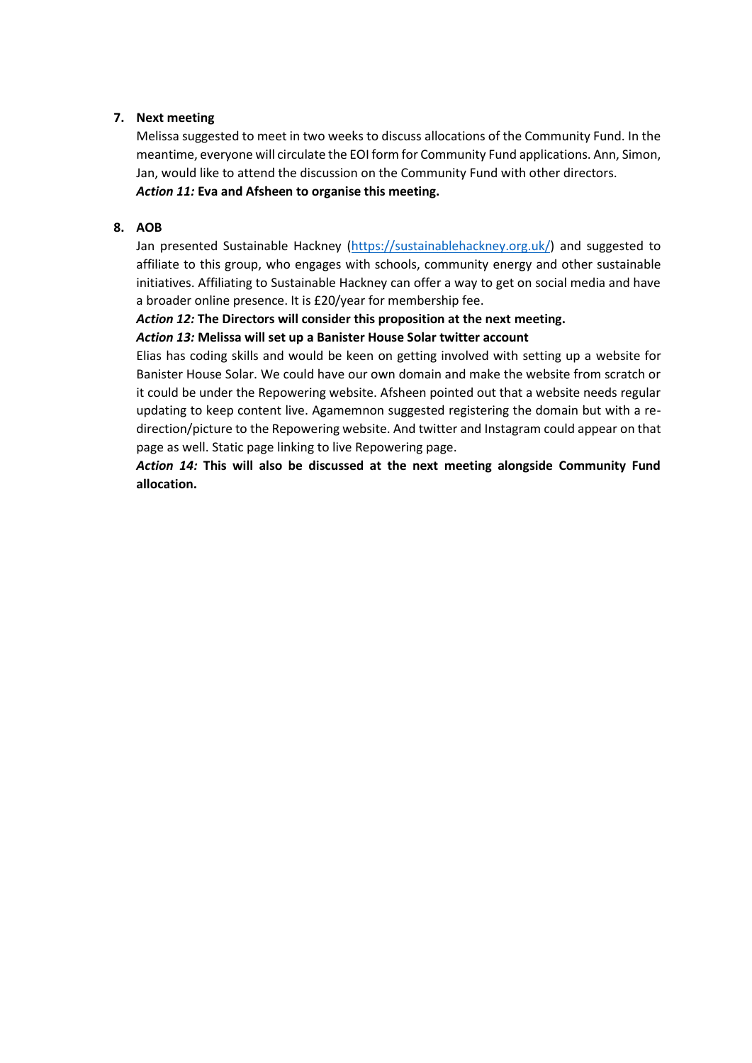7. **Next meeting**

   Melissa suggested to meet in two weeks to discuss allocations of the Community Fund. In the meantime, everyone will circulate the EOI form for Community Fund applications. Ann, Simon, Jan, would like to attend the discussion on the Community Fund with other directors.

   ***Action 11:*** **Eva and Afsheen to organise this meeting.**

8. **AOB**

   Jan presented Sustainable Hackney (https://sustainablehackney.org.uk/) and suggested to affiliate to this group, who engages with schools, community energy and other sustainable initiatives. Affiliating to Sustainable Hackney can offer a way to get on social media and have a broader online presence. It is £20/year for membership fee.

   ***Action 12:*** **The Directors will consider this proposition at the next meeting.**

   ***Action 13:*** **Melissa will set up a Banister House Solar twitter account**

   Elias has coding skills and would be keen on getting involved with setting up a website for Banister House Solar. We could have our own domain and make the website from scratch or it could be under the Repowering website. Afsheen pointed out that a website needs regular updating to keep content live. Agamemnon suggested registering the domain but with a re-direction/picture to the Repowering website. And twitter and Instagram could appear on that page as well. Static page linking to live Repowering page.

   ***Action 14:*** **This will also be discussed at the next meeting alongside Community Fund allocation.**